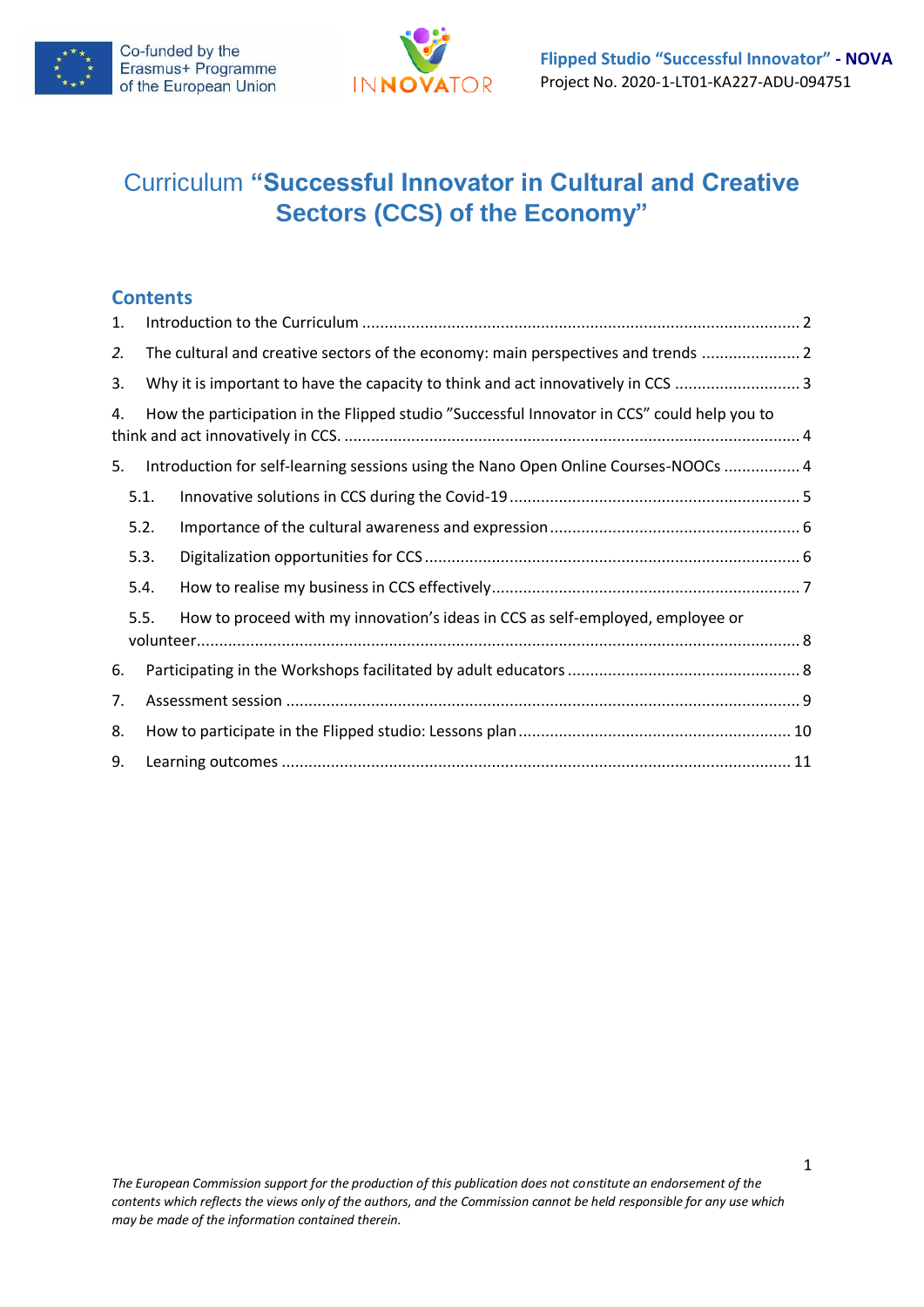# Curriculum "Successful Innovator in Cultural and Creative Sectors (CCS) of the Economy"

## Contents

1. Introduction to the Curriculum ........ 2
2. The cultural and creative sectors of the economy: main perspectives and trends ........ 2
3. Why it is important to have the capacity to think and act innovatively in CCS ........ 3
4. How the participation in the Flipped studio "Successful Innovator in CCS" could help you to think and act innovatively in CCS. ........ 4
5. Introduction for self-learning sessions using the Nano Open Online Courses-NOOCs ........ 4
   - 5.1. Innovative solutions in CCS during the Covid-19 ........ 5
   - 5.2. Importance of the cultural awareness and expression ........ 6
   - 5.3. Digitalization opportunities for CCS ........ 6
   - 5.4. How to realise my business in CCS effectively ........ 7
   - 5.5. How to proceed with my innovation's ideas in CCS as self-employed, employee or volunteer ........ 8
6. Participating in the Workshops facilitated by adult educators ........ 8
7. Assessment session ........ 9
8. How to participate in the Flipped studio: Lessons plan ........ 10
9. Learning outcomes ........ 11

*The European Commission support for the production of this publication does not constitute an endorsement of the contents which reflects the views only of the authors, and the Commission cannot be held responsible for any use which may be made of the information contained therein.*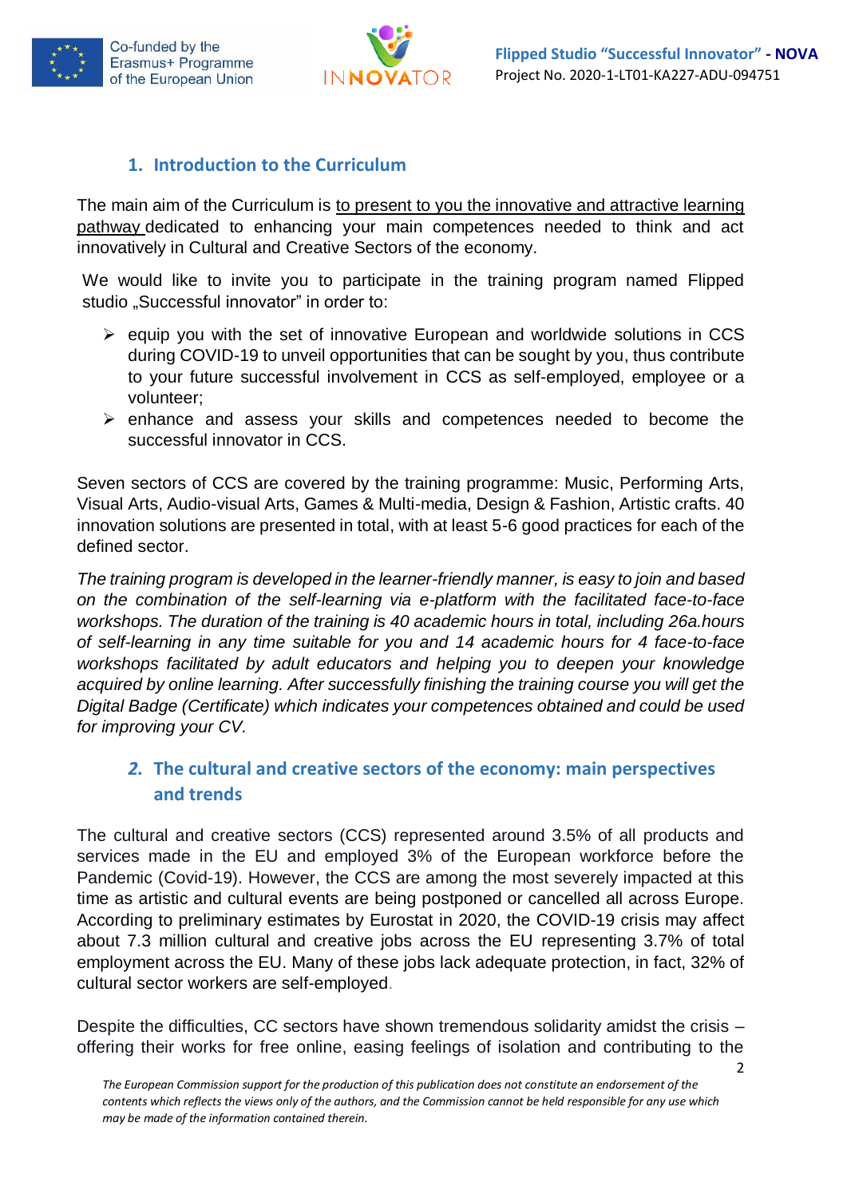## 1. Introduction to the Curriculum

The main aim of the Curriculum is to present to you the innovative and attractive learning pathway dedicated to enhancing your main competences needed to think and act innovatively in Cultural and Creative Sectors of the economy.

We would like to invite you to participate in the training program named Flipped studio „Successful innovator" in order to:

- equip you with the set of innovative European and worldwide solutions in CCS during COVID-19 to unveil opportunities that can be sought by you, thus contribute to your future successful involvement in CCS as self-employed, employee or a volunteer;
- enhance and assess your skills and competences needed to become the successful innovator in CCS.

Seven sectors of CCS are covered by the training programme: Music, Performing Arts, Visual Arts, Audio-visual Arts, Games & Multi-media, Design & Fashion, Artistic crafts. 40 innovation solutions are presented in total, with at least 5-6 good practices for each of the defined sector.

*The training program is developed in the learner-friendly manner, is easy to join and based on the combination of the self-learning via e-platform with the facilitated face-to-face workshops. The duration of the training is 40 academic hours in total, including 26a.hours of self-learning in any time suitable for you and 14 academic hours for 4 face-to-face workshops facilitated by adult educators and helping you to deepen your knowledge acquired by online learning. After successfully finishing the training course you will get the Digital Badge (Certificate) which indicates your competences obtained and could be used for improving your CV.*

## 2. The cultural and creative sectors of the economy: main perspectives and trends

The cultural and creative sectors (CCS) represented around 3.5% of all products and services made in the EU and employed 3% of the European workforce before the Pandemic (Covid-19). However, the CCS are among the most severely impacted at this time as artistic and cultural events are being postponed or cancelled all across Europe. According to preliminary estimates by Eurostat in 2020, the COVID-19 crisis may affect about 7.3 million cultural and creative jobs across the EU representing 3.7% of total employment across the EU. Many of these jobs lack adequate protection, in fact, 32% of cultural sector workers are self-employed.

Despite the difficulties, CC sectors have shown tremendous solidarity amidst the crisis – offering their works for free online, easing feelings of isolation and contributing to the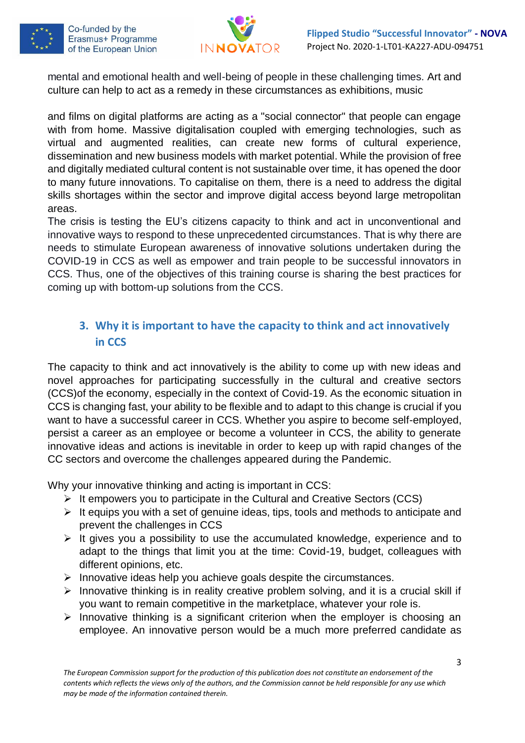mental and emotional health and well-being of people in these challenging times. Art and culture can help to act as a remedy in these circumstances as exhibitions, music

and films on digital platforms are acting as a "social connector" that people can engage with from home. Massive digitalisation coupled with emerging technologies, such as virtual and augmented realities, can create new forms of cultural experience, dissemination and new business models with market potential. While the provision of free and digitally mediated cultural content is not sustainable over time, it has opened the door to many future innovations. To capitalise on them, there is a need to address the digital skills shortages within the sector and improve digital access beyond large metropolitan areas.
The crisis is testing the EU's citizens capacity to think and act in unconventional and innovative ways to respond to these unprecedented circumstances. That is why there are needs to stimulate European awareness of innovative solutions undertaken during the COVID-19 in CCS as well as empower and train people to be successful innovators in CCS. Thus, one of the objectives of this training course is sharing the best practices for coming up with bottom-up solutions from the CCS.

## 3. Why it is important to have the capacity to think and act innovatively in CCS

The capacity to think and act innovatively is the ability to come up with new ideas and novel approaches for participating successfully in the cultural and creative sectors (CCS)of the economy, especially in the context of Covid-19. As the economic situation in CCS is changing fast, your ability to be flexible and to adapt to this change is crucial if you want to have a successful career in CCS. Whether you aspire to become self-employed, persist a career as an employee or become a volunteer in CCS, the ability to generate innovative ideas and actions is inevitable in order to keep up with rapid changes of the CC sectors and overcome the challenges appeared during the Pandemic.

Why your innovative thinking and acting is important in CCS:

- It empowers you to participate in the Cultural and Creative Sectors (CCS)
- It equips you with a set of genuine ideas, tips, tools and methods to anticipate and prevent the challenges in CCS
- It gives you a possibility to use the accumulated knowledge, experience and to adapt to the things that limit you at the time: Covid-19, budget, colleagues with different opinions, etc.
- Innovative ideas help you achieve goals despite the circumstances.
- Innovative thinking is in reality creative problem solving, and it is a crucial skill if you want to remain competitive in the marketplace, whatever your role is.
- Innovative thinking is a significant criterion when the employer is choosing an employee. An innovative person would be a much more preferred candidate as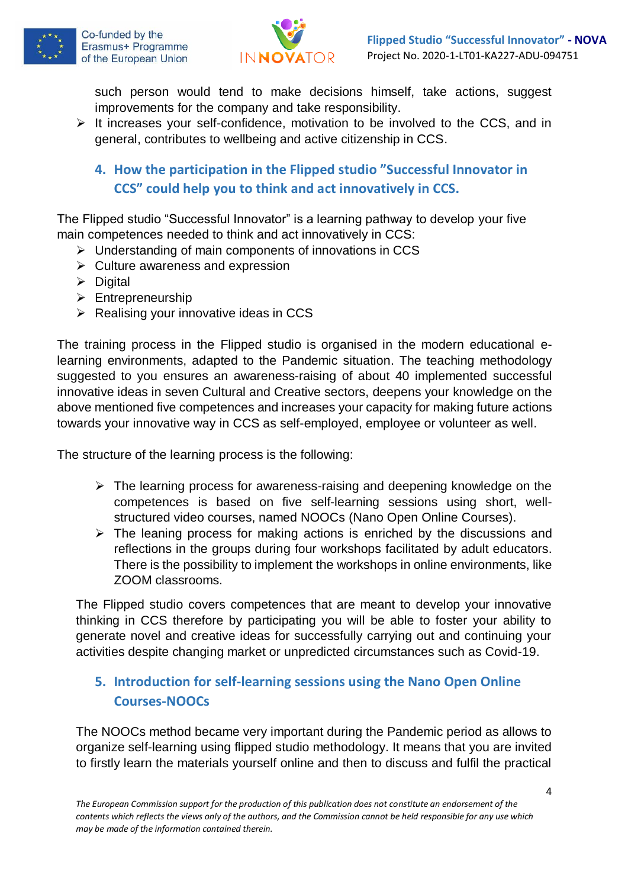such person would tend to make decisions himself, take actions, suggest improvements for the company and take responsibility.

- It increases your self-confidence, motivation to be involved to the CCS, and in general, contributes to wellbeing and active citizenship in CCS.

## 4. How the participation in the Flipped studio "Successful Innovator in CCS" could help you to think and act innovatively in CCS.

The Flipped studio "Successful Innovator" is a learning pathway to develop your five main competences needed to think and act innovatively in CCS:

- Understanding of main components of innovations in CCS
- Culture awareness and expression
- Digital
- Entrepreneurship
- Realising your innovative ideas in CCS

The training process in the Flipped studio is organised in the modern educational e-learning environments, adapted to the Pandemic situation. The teaching methodology suggested to you ensures an awareness-raising of about 40 implemented successful innovative ideas in seven Cultural and Creative sectors, deepens your knowledge on the above mentioned five competences and increases your capacity for making future actions towards your innovative way in CCS as self-employed, employee or volunteer as well.

The structure of the learning process is the following:

- The learning process for awareness-raising and deepening knowledge on the competences is based on five self-learning sessions using short, well-structured video courses, named NOOCs (Nano Open Online Courses).
- The leaning process for making actions is enriched by the discussions and reflections in the groups during four workshops facilitated by adult educators. There is the possibility to implement the workshops in online environments, like ZOOM classrooms.

The Flipped studio covers competences that are meant to develop your innovative thinking in CCS therefore by participating you will be able to foster your ability to generate novel and creative ideas for successfully carrying out and continuing your activities despite changing market or unpredicted circumstances such as Covid-19.

## 5. Introduction for self-learning sessions using the Nano Open Online Courses-NOOCs

The NOOCs method became very important during the Pandemic period as allows to organize self-learning using flipped studio methodology. It means that you are invited to firstly learn the materials yourself online and then to discuss and fulfil the practical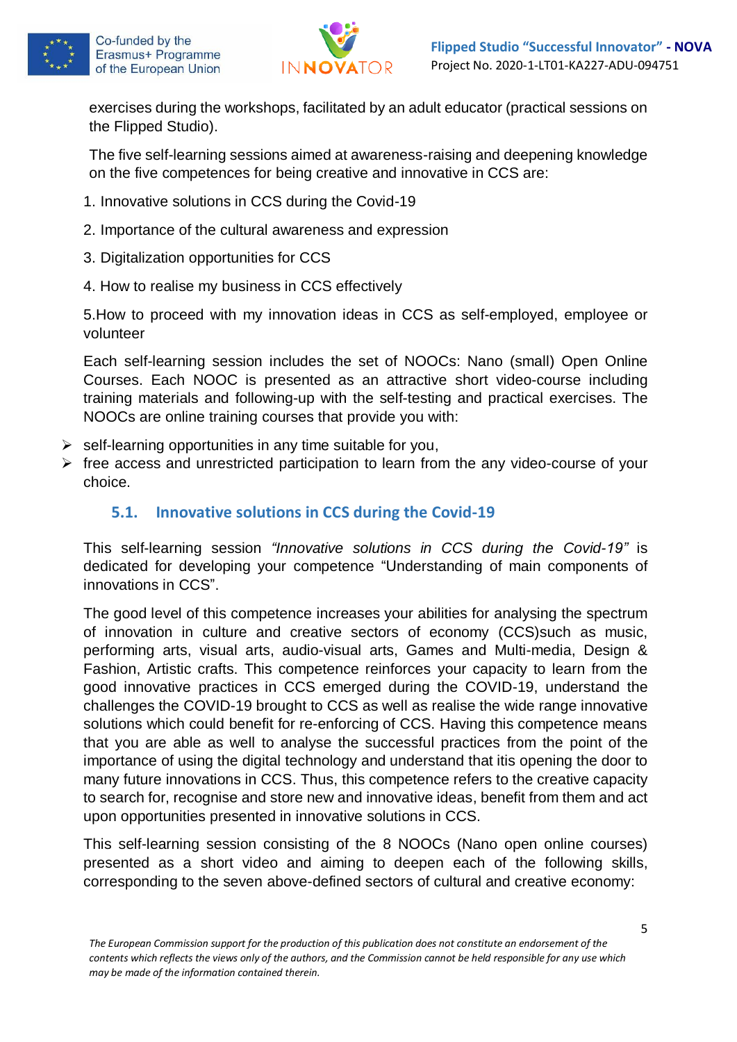exercises during the workshops, facilitated by an adult educator (practical sessions on the Flipped Studio).

The five self-learning sessions aimed at awareness-raising and deepening knowledge on the five competences for being creative and innovative in CCS are:

1. Innovative solutions in CCS during the Covid-19
2. Importance of the cultural awareness and expression
3. Digitalization opportunities for CCS
4. How to realise my business in CCS effectively
5. How to proceed with my innovation ideas in CCS as self-employed, employee or volunteer

Each self-learning session includes the set of NOOCs: Nano (small) Open Online Courses. Each NOOC is presented as an attractive short video-course including training materials and following-up with the self-testing and practical exercises. The NOOCs are online training courses that provide you with:

- self-learning opportunities in any time suitable for you,
- free access and unrestricted participation to learn from the any video-course of your choice.

## 5.1. Innovative solutions in CCS during the Covid-19

This self-learning session *"Innovative solutions in CCS during the Covid-19"* is dedicated for developing your competence "Understanding of main components of innovations in CCS".

The good level of this competence increases your abilities for analysing the spectrum of innovation in culture and creative sectors of economy (CCS)such as music, performing arts, visual arts, audio-visual arts, Games and Multi-media, Design & Fashion, Artistic crafts. This competence reinforces your capacity to learn from the good innovative practices in CCS emerged during the COVID-19, understand the challenges the COVID-19 brought to CCS as well as realise the wide range innovative solutions which could benefit for re-enforcing of CCS. Having this competence means that you are able as well to analyse the successful practices from the point of the importance of using the digital technology and understand that itis opening the door to many future innovations in CCS. Thus, this competence refers to the creative capacity to search for, recognise and store new and innovative ideas, benefit from them and act upon opportunities presented in innovative solutions in CCS.

This self-learning session consisting of the 8 NOOCs (Nano open online courses) presented as a short video and aiming to deepen each of the following skills, corresponding to the seven above-defined sectors of cultural and creative economy: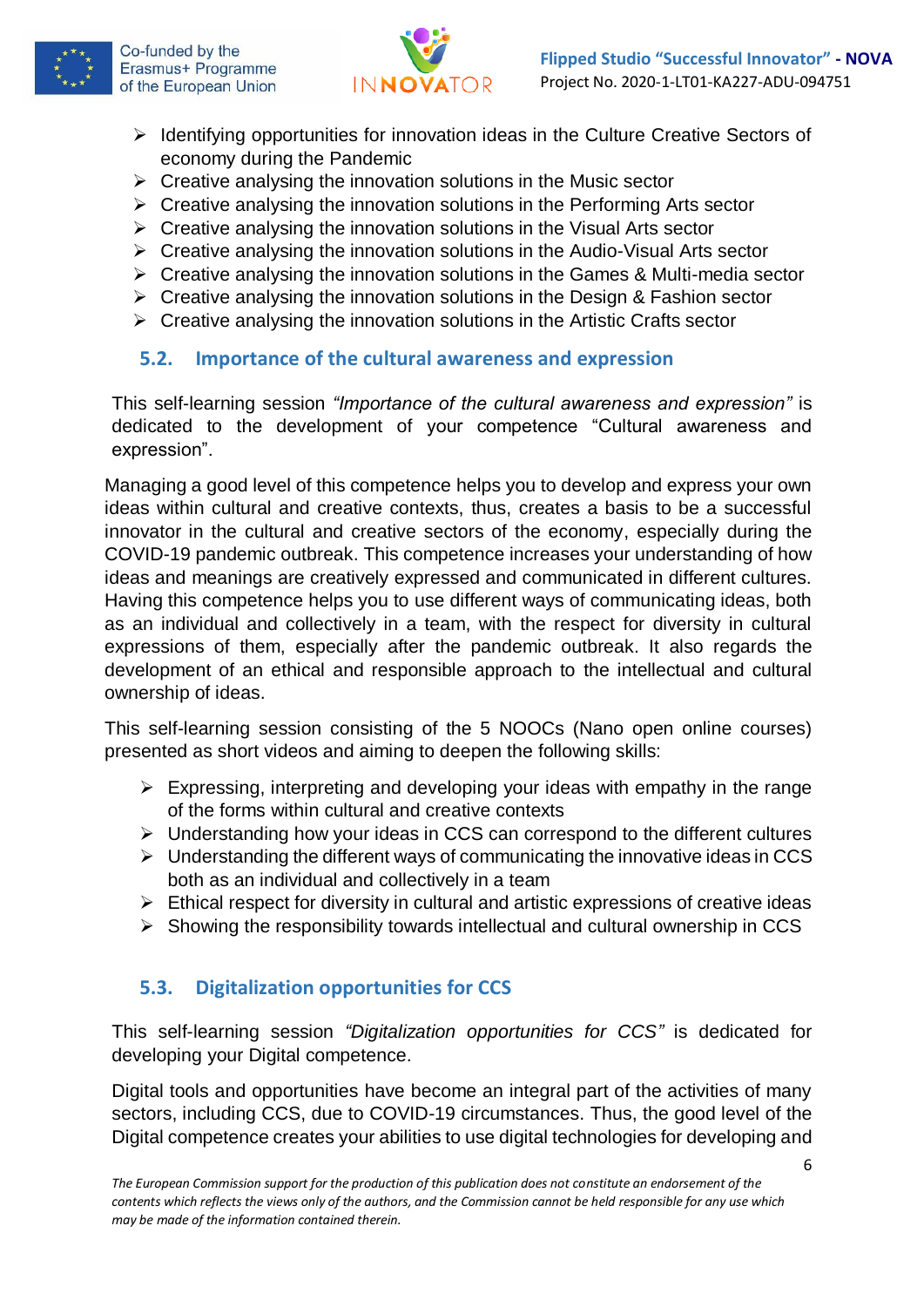- Identifying opportunities for innovation ideas in the Culture Creative Sectors of economy during the Pandemic
- Creative analysing the innovation solutions in the Music sector
- Creative analysing the innovation solutions in the Performing Arts sector
- Creative analysing the innovation solutions in the Visual Arts sector
- Creative analysing the innovation solutions in the Audio-Visual Arts sector
- Creative analysing the innovation solutions in the Games & Multi-media sector
- Creative analysing the innovation solutions in the Design & Fashion sector
- Creative analysing the innovation solutions in the Artistic Crafts sector

## 5.2. Importance of the cultural awareness and expression

This self-learning session *"Importance of the cultural awareness and expression"* is dedicated to the development of your competence "Cultural awareness and expression".

Managing a good level of this competence helps you to develop and express your own ideas within cultural and creative contexts, thus, creates a basis to be a successful innovator in the cultural and creative sectors of the economy, especially during the COVID-19 pandemic outbreak. This competence increases your understanding of how ideas and meanings are creatively expressed and communicated in different cultures. Having this competence helps you to use different ways of communicating ideas, both as an individual and collectively in a team, with the respect for diversity in cultural expressions of them, especially after the pandemic outbreak. It also regards the development of an ethical and responsible approach to the intellectual and cultural ownership of ideas.

This self-learning session consisting of the 5 NOOCs (Nano open online courses) presented as short videos and aiming to deepen the following skills:

- Expressing, interpreting and developing your ideas with empathy in the range of the forms within cultural and creative contexts
- Understanding how your ideas in CCS can correspond to the different cultures
- Understanding the different ways of communicating the innovative ideas in CCS both as an individual and collectively in a team
- Ethical respect for diversity in cultural and artistic expressions of creative ideas
- Showing the responsibility towards intellectual and cultural ownership in CCS

## 5.3. Digitalization opportunities for CCS

This self-learning session *"Digitalization opportunities for CCS"* is dedicated for developing your Digital competence.

Digital tools and opportunities have become an integral part of the activities of many sectors, including CCS, due to COVID-19 circumstances. Thus, the good level of the Digital competence creates your abilities to use digital technologies for developing and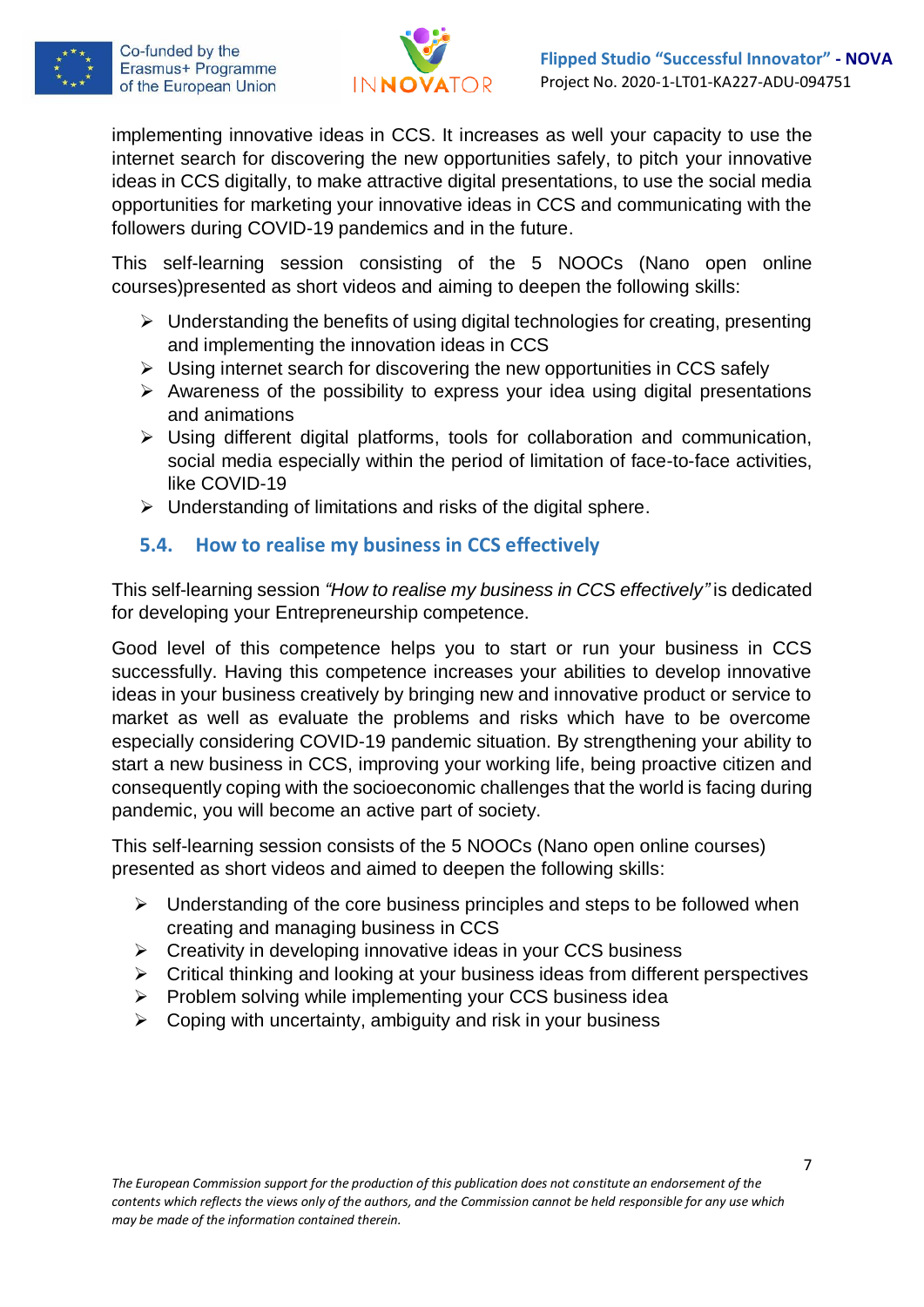implementing innovative ideas in CCS. It increases as well your capacity to use the internet search for discovering the new opportunities safely, to pitch your innovative ideas in CCS digitally, to make attractive digital presentations, to use the social media opportunities for marketing your innovative ideas in CCS and communicating with the followers during COVID-19 pandemics and in the future.

This self-learning session consisting of the 5 NOOCs (Nano open online courses)presented as short videos and aiming to deepen the following skills:

- Understanding the benefits of using digital technologies for creating, presenting and implementing the innovation ideas in CCS
- Using internet search for discovering the new opportunities in CCS safely
- Awareness of the possibility to express your idea using digital presentations and animations
- Using different digital platforms, tools for collaboration and communication, social media especially within the period of limitation of face-to-face activities, like COVID-19
- Understanding of limitations and risks of the digital sphere.

### 5.4. How to realise my business in CCS effectively

This self-learning session *"How to realise my business in CCS effectively"* is dedicated for developing your Entrepreneurship competence.

Good level of this competence helps you to start or run your business in CCS successfully. Having this competence increases your abilities to develop innovative ideas in your business creatively by bringing new and innovative product or service to market as well as evaluate the problems and risks which have to be overcome especially considering COVID-19 pandemic situation. By strengthening your ability to start a new business in CCS, improving your working life, being proactive citizen and consequently coping with the socioeconomic challenges that the world is facing during pandemic, you will become an active part of society.

This self-learning session consists of the 5 NOOCs (Nano open online courses) presented as short videos and aimed to deepen the following skills:

- Understanding of the core business principles and steps to be followed when creating and managing business in CCS
- Creativity in developing innovative ideas in your CCS business
- Critical thinking and looking at your business ideas from different perspectives
- Problem solving while implementing your CCS business idea
- Coping with uncertainty, ambiguity and risk in your business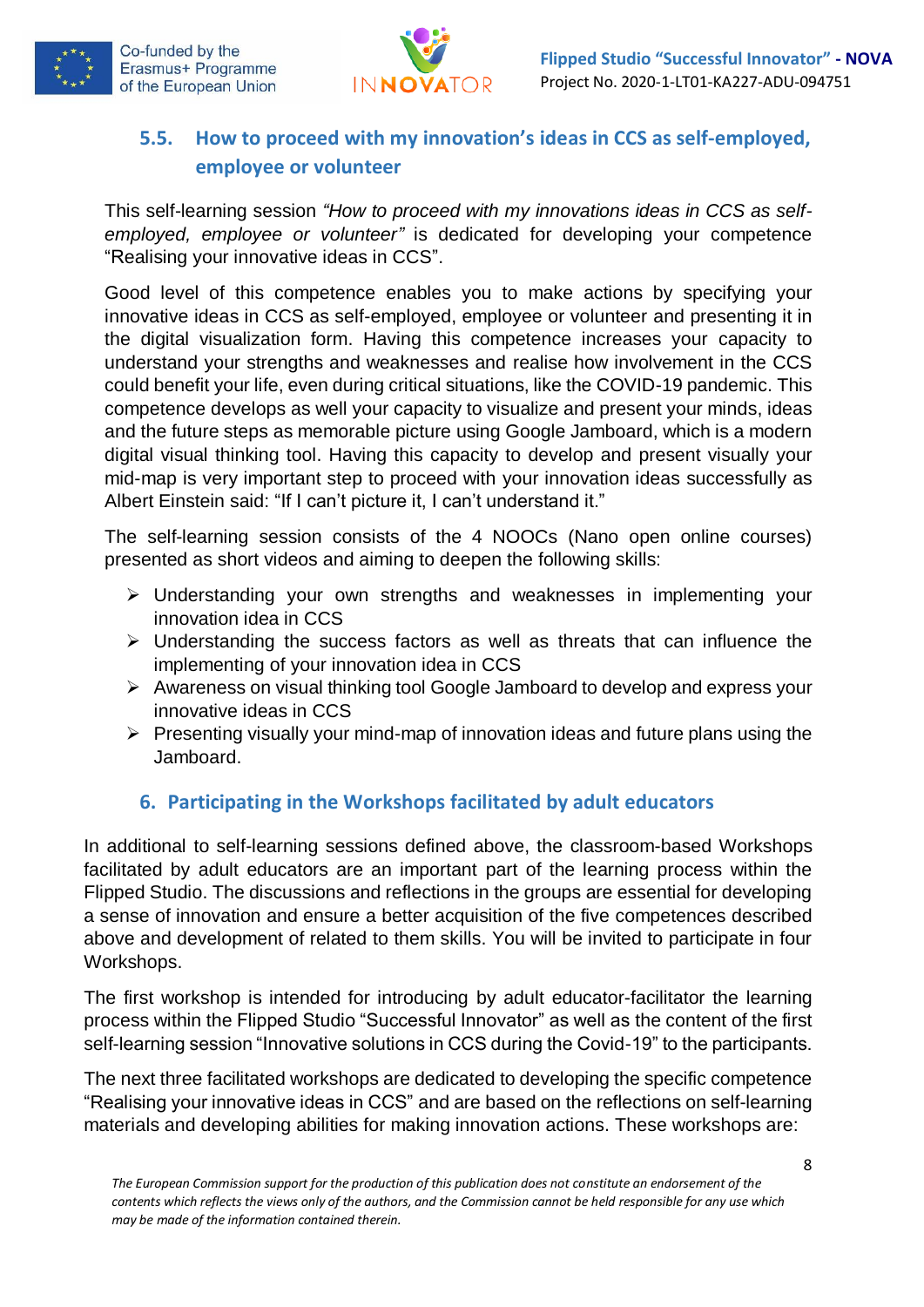## 5.5. How to proceed with my innovation's ideas in CCS as self-employed, employee or volunteer

This self-learning session *"How to proceed with my innovations ideas in CCS as self-employed, employee or volunteer"* is dedicated for developing your competence "Realising your innovative ideas in CCS".

Good level of this competence enables you to make actions by specifying your innovative ideas in CCS as self-employed, employee or volunteer and presenting it in the digital visualization form. Having this competence increases your capacity to understand your strengths and weaknesses and realise how involvement in the CCS could benefit your life, even during critical situations, like the COVID-19 pandemic. This competence develops as well your capacity to visualize and present your minds, ideas and the future steps as memorable picture using Google Jamboard, which is a modern digital visual thinking tool. Having this capacity to develop and present visually your mid-map is very important step to proceed with your innovation ideas successfully as Albert Einstein said: "If I can't picture it, I can't understand it."

The self-learning session consists of the 4 NOOCs (Nano open online courses) presented as short videos and aiming to deepen the following skills:

- Understanding your own strengths and weaknesses in implementing your innovation idea in CCS
- Understanding the success factors as well as threats that can influence the implementing of your innovation idea in CCS
- Awareness on visual thinking tool Google Jamboard to develop and express your innovative ideas in CCS
- Presenting visually your mind-map of innovation ideas and future plans using the Jamboard.

# 6. Participating in the Workshops facilitated by adult educators

In additional to self-learning sessions defined above, the classroom-based Workshops facilitated by adult educators are an important part of the learning process within the Flipped Studio. The discussions and reflections in the groups are essential for developing a sense of innovation and ensure a better acquisition of the five competences described above and development of related to them skills. You will be invited to participate in four Workshops.

The first workshop is intended for introducing by adult educator-facilitator the learning process within the Flipped Studio "Successful Innovator" as well as the content of the first self-learning session "Innovative solutions in CCS during the Covid-19" to the participants.

The next three facilitated workshops are dedicated to developing the specific competence "Realising your innovative ideas in CCS" and are based on the reflections on self-learning materials and developing abilities for making innovation actions. These workshops are: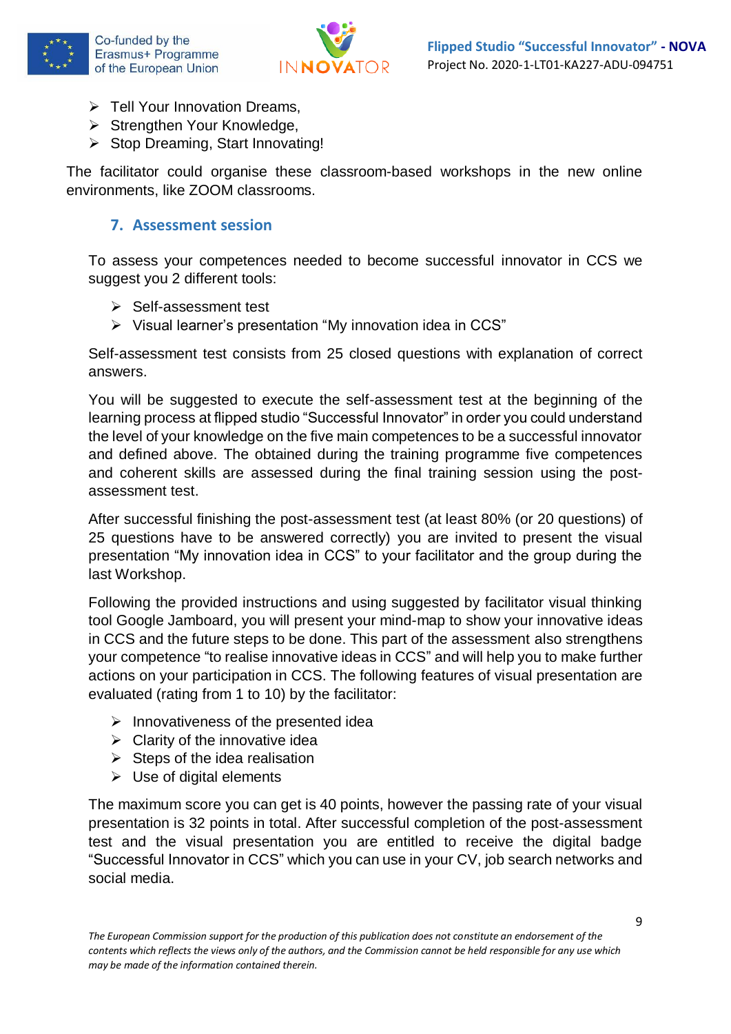- Tell Your Innovation Dreams,
- Strengthen Your Knowledge,
- Stop Dreaming, Start Innovating!

The facilitator could organise these classroom-based workshops in the new online environments, like ZOOM classrooms.

## 7. Assessment session

To assess your competences needed to become successful innovator in CCS we suggest you 2 different tools:

- Self-assessment test
- Visual learner's presentation "My innovation idea in CCS"

Self-assessment test consists from 25 closed questions with explanation of correct answers.

You will be suggested to execute the self-assessment test at the beginning of the learning process at flipped studio "Successful Innovator" in order you could understand the level of your knowledge on the five main competences to be a successful innovator and defined above. The obtained during the training programme five competences and coherent skills are assessed during the final training session using the post-assessment test.

After successful finishing the post-assessment test (at least 80% (or 20 questions) of 25 questions have to be answered correctly) you are invited to present the visual presentation "My innovation idea in CCS" to your facilitator and the group during the last Workshop.

Following the provided instructions and using suggested by facilitator visual thinking tool Google Jamboard, you will present your mind-map to show your innovative ideas in CCS and the future steps to be done. This part of the assessment also strengthens your competence "to realise innovative ideas in CCS" and will help you to make further actions on your participation in CCS. The following features of visual presentation are evaluated (rating from 1 to 10) by the facilitator:

- Innovativeness of the presented idea
- Clarity of the innovative idea
- Steps of the idea realisation
- Use of digital elements

The maximum score you can get is 40 points, however the passing rate of your visual presentation is 32 points in total. After successful completion of the post-assessment test and the visual presentation you are entitled to receive the digital badge "Successful Innovator in CCS" which you can use in your CV, job search networks and social media.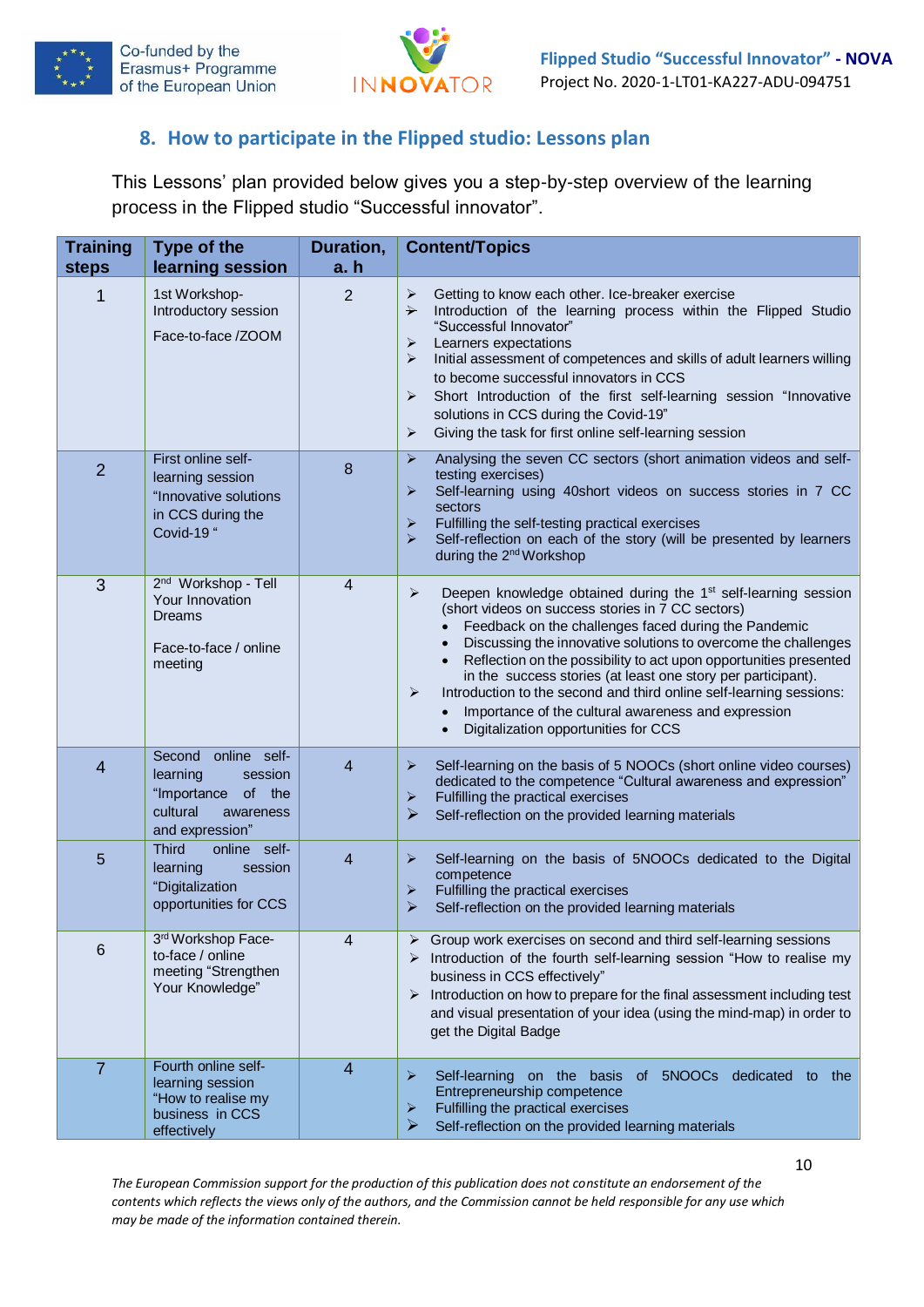## 8. How to participate in the Flipped studio: Lessons plan

This Lessons' plan provided below gives you a step-by-step overview of the learning process in the Flipped studio "Successful innovator".

| Training steps | Type of the learning session | Duration, a. h | Content/Topics |
|---|---|---|---|
| 1 | 1st Workshop- Introductory session<br><br>Face-to-face /ZOOM | 2 | ➢ Getting to know each other. Ice-breaker exercise<br>➢ Introduction of the learning process within the Flipped Studio "Successful Innovator"<br>➢ Learners expectations<br>➢ Initial assessment of competences and skills of adult learners willing to become successful innovators in CCS<br>➢ Short Introduction of the first self-learning session "Innovative solutions in CCS during the Covid-19"<br>➢ Giving the task for first online self-learning session |
| 2 | First online self-learning session "Innovative solutions in CCS during the Covid-19 " | 8 | ➢ Analysing the seven CC sectors (short animation videos and self-testing exercises)<br>➢ Self-learning using 40short videos on success stories in 7 CC sectors<br>➢ Fulfilling the self-testing practical exercises<br>➢ Self-reflection on each of the story (will be presented by learners during the 2nd Workshop |
| 3 | 2nd Workshop - Tell Your Innovation Dreams<br><br>Face-to-face / online meeting | 4 | ➢ Deepen knowledge obtained during the 1st self-learning session (short videos on success stories in 7 CC sectors)<br>• Feedback on the challenges faced during the Pandemic<br>• Discussing the innovative solutions to overcome the challenges<br>• Reflection on the possibility to act upon opportunities presented in the success stories (at least one story per participant).<br>➢ Introduction to the second and third online self-learning sessions:<br>• Importance of the cultural awareness and expression<br>• Digitalization opportunities for CCS |
| 4 | Second online self-learning session "Importance of the cultural awareness and expression" | 4 | ➢ Self-learning on the basis of 5 NOOCs (short online video courses) dedicated to the competence "Cultural awareness and expression"<br>➢ Fulfilling the practical exercises<br>➢ Self-reflection on the provided learning materials |
| 5 | Third online self-learning session "Digitalization opportunities for CCS | 4 | ➢ Self-learning on the basis of 5NOOCs dedicated to the Digital competence<br>➢ Fulfilling the practical exercises<br>➢ Self-reflection on the provided learning materials |
| 6 | 3rd Workshop Face-to-face / online meeting "Strengthen Your Knowledge" | 4 | ➢ Group work exercises on second and third self-learning sessions<br>➢ Introduction of the fourth self-learning session "How to realise my business in CCS effectively"<br>➢ Introduction on how to prepare for the final assessment including test and visual presentation of your idea (using the mind-map) in order to get the Digital Badge |
| 7 | Fourth online self-learning session "How to realise my business in CCS effectively | 4 | ➢ Self-learning on the basis of 5NOOCs dedicated to the Entrepreneurship competence<br>➢ Fulfilling the practical exercises<br>➢ Self-reflection on the provided learning materials |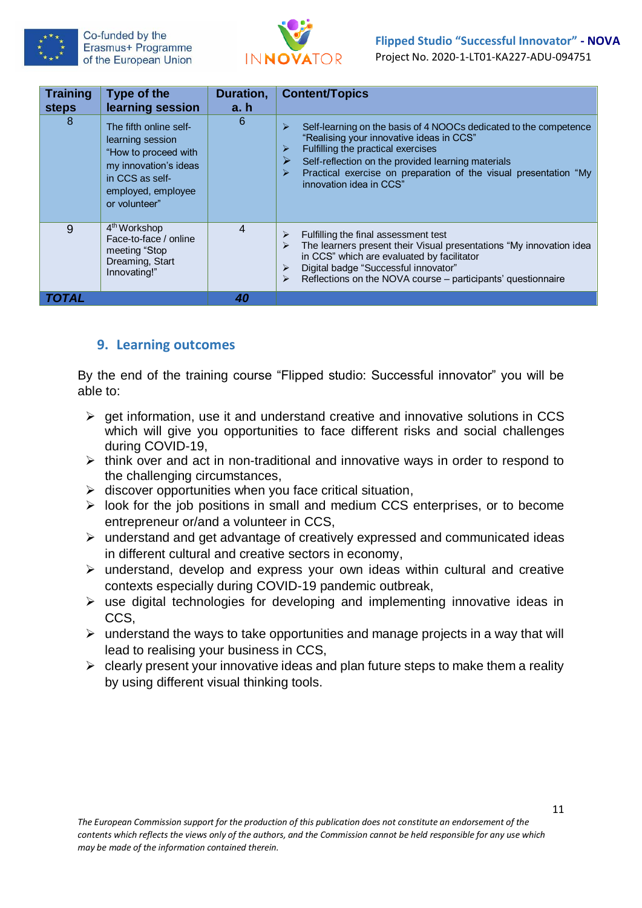| Training steps | Type of the learning session | Duration, a. h | Content/Topics |
|---|---|---|---|
| 8 | The fifth online self-learning session "How to proceed with my innovation's ideas in CCS as self-employed, employee or volunteer" | 6 | ➢ Self-learning on the basis of 4 NOOCs dedicated to the competence "Realising your innovative ideas in CCS"<br>➢ Fulfilling the practical exercises<br>➢ Self-reflection on the provided learning materials<br>➢ Practical exercise on preparation of the visual presentation "My innovation idea in CCS" |
| 9 | 4th Workshop Face-to-face / online meeting "Stop Dreaming, Start Innovating!" | 4 | ➢ Fulfilling the final assessment test<br>➢ The learners present their Visual presentations "My innovation idea in CCS" which are evaluated by facilitator<br>➢ Digital badge "Successful innovator"<br>➢ Reflections on the NOVA course – participants' questionnaire |
| ***TOTAL*** | | ***40*** | |

## 9. Learning outcomes

By the end of the training course "Flipped studio: Successful innovator" you will be able to:

- get information, use it and understand creative and innovative solutions in CCS which will give you opportunities to face different risks and social challenges during COVID-19,
- think over and act in non-traditional and innovative ways in order to respond to the challenging circumstances,
- discover opportunities when you face critical situation,
- look for the job positions in small and medium CCS enterprises, or to become entrepreneur or/and a volunteer in CCS,
- understand and get advantage of creatively expressed and communicated ideas in different cultural and creative sectors in economy,
- understand, develop and express your own ideas within cultural and creative contexts especially during COVID-19 pandemic outbreak,
- use digital technologies for developing and implementing innovative ideas in CCS,
- understand the ways to take opportunities and manage projects in a way that will lead to realising your business in CCS,
- clearly present your innovative ideas and plan future steps to make them a reality by using different visual thinking tools.